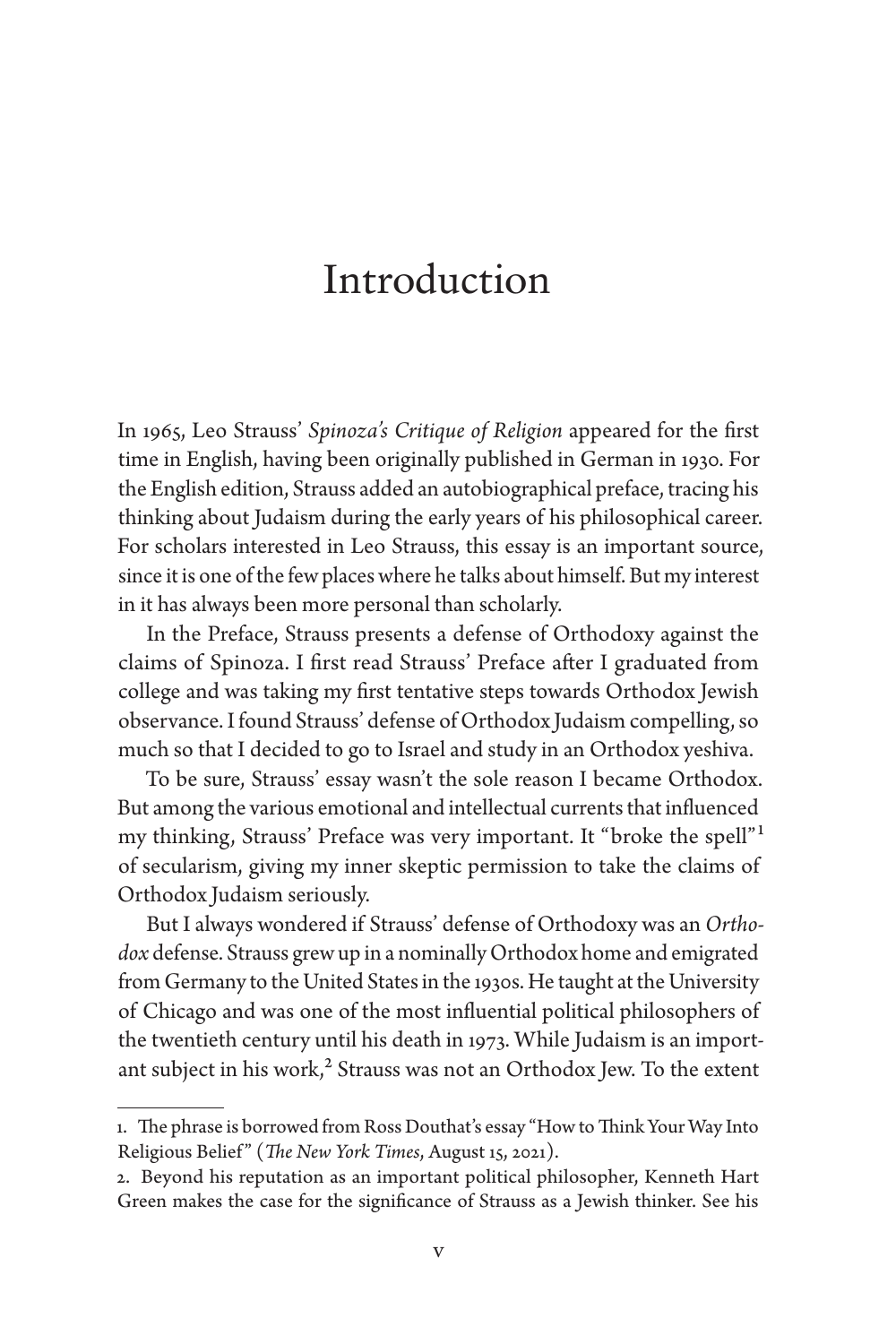# Introduction

In 1965, Leo Strauss' *Spinoza's Critique of Religion* appeared for the first time in English, having been originally published in German in 1930. For the English edition, Strauss added an autobiographical preface, tracing his thinking about Judaism during the early years of his philosophical career. For scholars interested in Leo Strauss, this essay is an important source, since it is one of the few places where he talks about himself. But my interest in it has always been more personal than scholarly.

In the Preface, Strauss presents a defense of Orthodoxy against the claims of Spinoza. I first read Strauss' Preface after I graduated from college and was taking my first tentative steps towards Orthodox Jewish observance. I found Strauss' defense of Orthodox Judaism compelling, so much so that I decided to go to Israel and study in an Orthodox yeshiva.

To be sure, Strauss' essay wasn't the sole reason I became Orthodox. But among the various emotional and intellectual currents that influenced my thinking, Strauss' Preface was very important. It "broke the spell"[1] of secularism, giving my inner skeptic permission to take the claims of Orthodox Judaism seriously.

But I always wondered if Strauss' defense of Orthodoxy was an *Orthodox* defense. Strauss grew up in a nominally Orthodox home and emigrated from Germany to the United States in the 1930s. He taught at the University of Chicago and was one of the most influential political philosophers of the twentieth century until his death in 1973. While Judaism is an important subject in his work,[2] Strauss was not an Orthodox Jew. To the extent

---

1. The phrase is borrowed from Ross Douthat's essay "How to Think Your Way Into Religious Belief" (*The New York Times*, August 15, 2021).

2. Beyond his reputation as an important political philosopher, Kenneth Hart Green makes the case for the significance of Strauss as a Jewish thinker. See his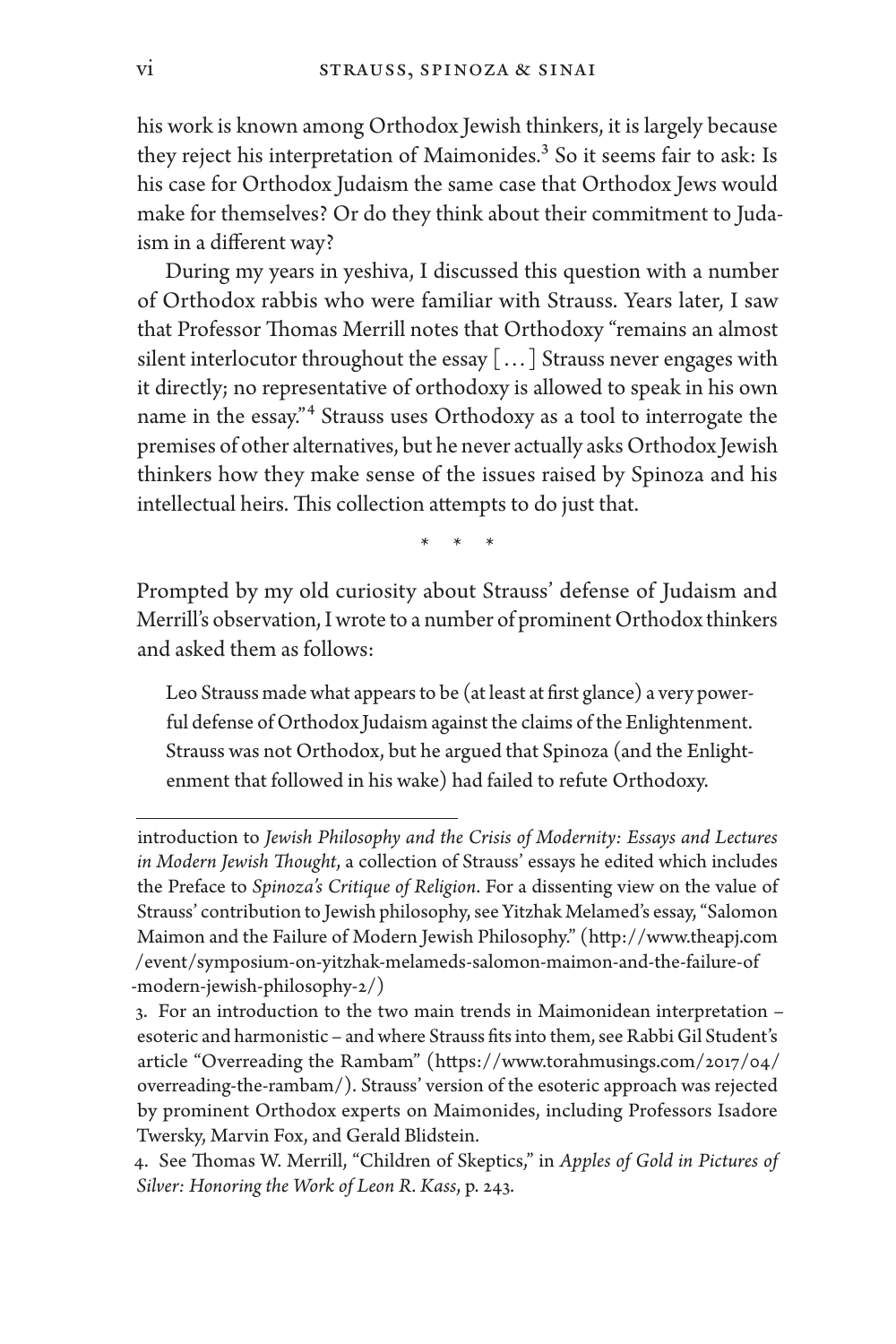his work is known among Orthodox Jewish thinkers, it is largely because they reject his interpretation of Maimonides.[3] So it seems fair to ask: Is his case for Orthodox Judaism the same case that Orthodox Jews would make for themselves? Or do they think about their commitment to Judaism in a different way?

During my years in yeshiva, I discussed this question with a number of Orthodox rabbis who were familiar with Strauss. Years later, I saw that Professor Thomas Merrill notes that Orthodoxy "remains an almost silent interlocutor throughout the essay [ . . . ] Strauss never engages with it directly; no representative of orthodoxy is allowed to speak in his own name in the essay."[4] Strauss uses Orthodoxy as a tool to interrogate the premises of other alternatives, but he never actually asks Orthodox Jewish thinkers how they make sense of the issues raised by Spinoza and his intellectual heirs. This collection attempts to do just that.

\* \* \*

Prompted by my old curiosity about Strauss' defense of Judaism and Merrill's observation, I wrote to a number of prominent Orthodox thinkers and asked them as follows:

> Leo Strauss made what appears to be (at least at first glance) a very powerful defense of Orthodox Judaism against the claims of the Enlightenment. Strauss was not Orthodox, but he argued that Spinoza (and the Enlightenment that followed in his wake) had failed to refute Orthodoxy.

---

introduction to *Jewish Philosophy and the Crisis of Modernity: Essays and Lectures in Modern Jewish Thought*, a collection of Strauss' essays he edited which includes the Preface to *Spinoza's Critique of Religion*. For a dissenting view on the value of Strauss' contribution to Jewish philosophy, see Yitzhak Melamed's essay, "Salomon Maimon and the Failure of Modern Jewish Philosophy." (http://www.theapj.com/event/symposium-on-yitzhak-melameds-salomon-maimon-and-the-failure-of-modern-jewish-philosophy-2/)

3. For an introduction to the two main trends in Maimonidean interpretation – esoteric and harmonistic – and where Strauss fits into them, see Rabbi Gil Student's article "Overreading the Rambam" (https://www.torahmusings.com/2017/04/overreading-the-rambam/). Strauss' version of the esoteric approach was rejected by prominent Orthodox experts on Maimonides, including Professors Isadore Twersky, Marvin Fox, and Gerald Blidstein.

4. See Thomas W. Merrill, "Children of Skeptics," in *Apples of Gold in Pictures of Silver: Honoring the Work of Leon R. Kass*, p. 243.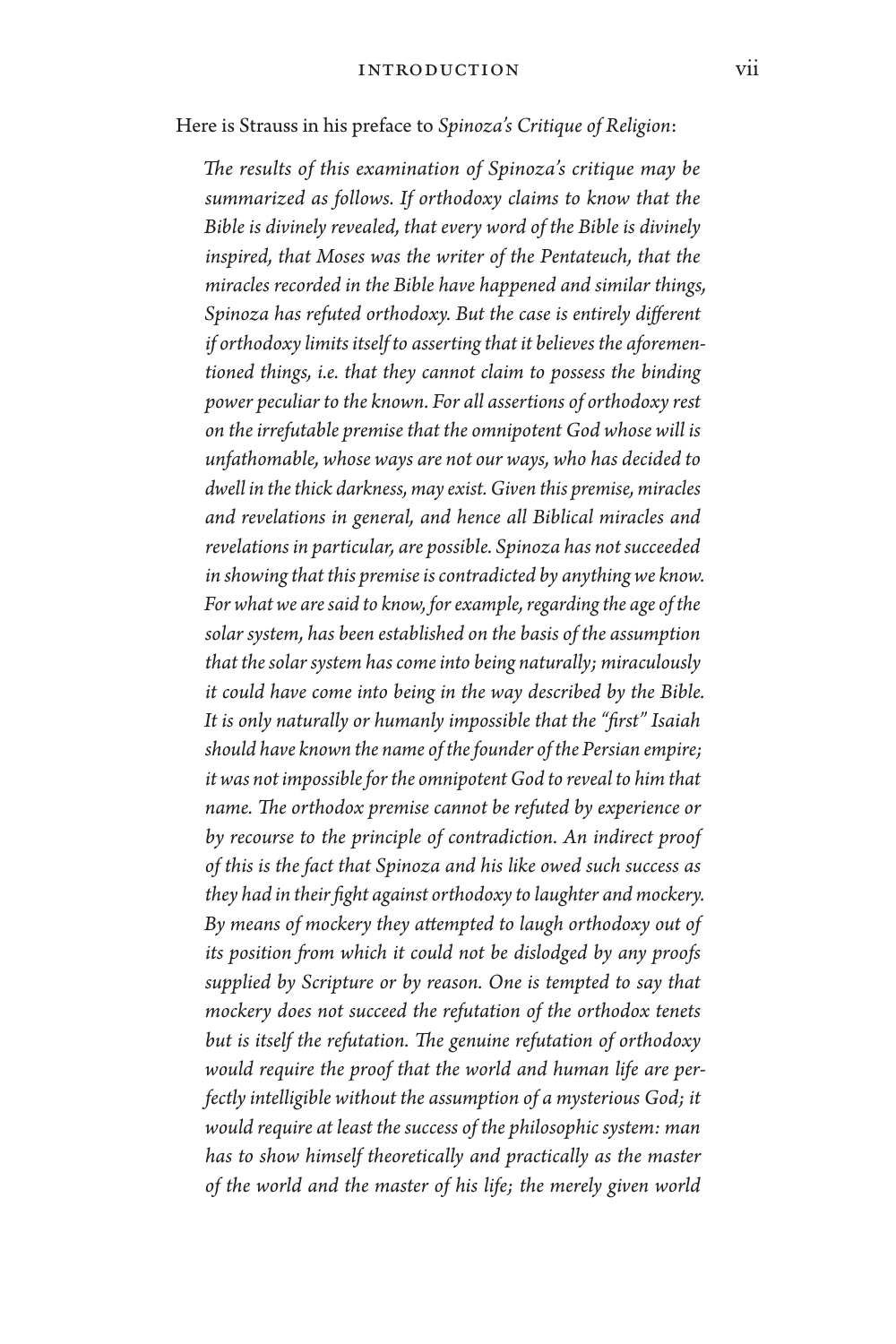Here is Strauss in his preface to *Spinoza's Critique of Religion*:

> *The results of this examination of Spinoza's critique may be summarized as follows. If orthodoxy claims to know that the Bible is divinely revealed, that every word of the Bible is divinely inspired, that Moses was the writer of the Pentateuch, that the miracles recorded in the Bible have happened and similar things, Spinoza has refuted orthodoxy. But the case is entirely different if orthodoxy limits itself to asserting that it believes the aforementioned things, i.e. that they cannot claim to possess the binding power peculiar to the known. For all assertions of orthodoxy rest on the irrefutable premise that the omnipotent God whose will is unfathomable, whose ways are not our ways, who has decided to dwell in the thick darkness, may exist. Given this premise, miracles and revelations in general, and hence all Biblical miracles and revelations in particular, are possible. Spinoza has not succeeded in showing that this premise is contradicted by anything we know. For what we are said to know, for example, regarding the age of the solar system, has been established on the basis of the assumption that the solar system has come into being naturally; miraculously it could have come into being in the way described by the Bible. It is only naturally or humanly impossible that the "first" Isaiah should have known the name of the founder of the Persian empire; it was not impossible for the omnipotent God to reveal to him that name. The orthodox premise cannot be refuted by experience or by recourse to the principle of contradiction. An indirect proof of this is the fact that Spinoza and his like owed such success as they had in their fight against orthodoxy to laughter and mockery. By means of mockery they attempted to laugh orthodoxy out of its position from which it could not be dislodged by any proofs supplied by Scripture or by reason. One is tempted to say that mockery does not succeed the refutation of the orthodox tenets but is itself the refutation. The genuine refutation of orthodoxy would require the proof that the world and human life are perfectly intelligible without the assumption of a mysterious God; it would require at least the success of the philosophic system: man has to show himself theoretically and practically as the master of the world and the master of his life; the merely given world*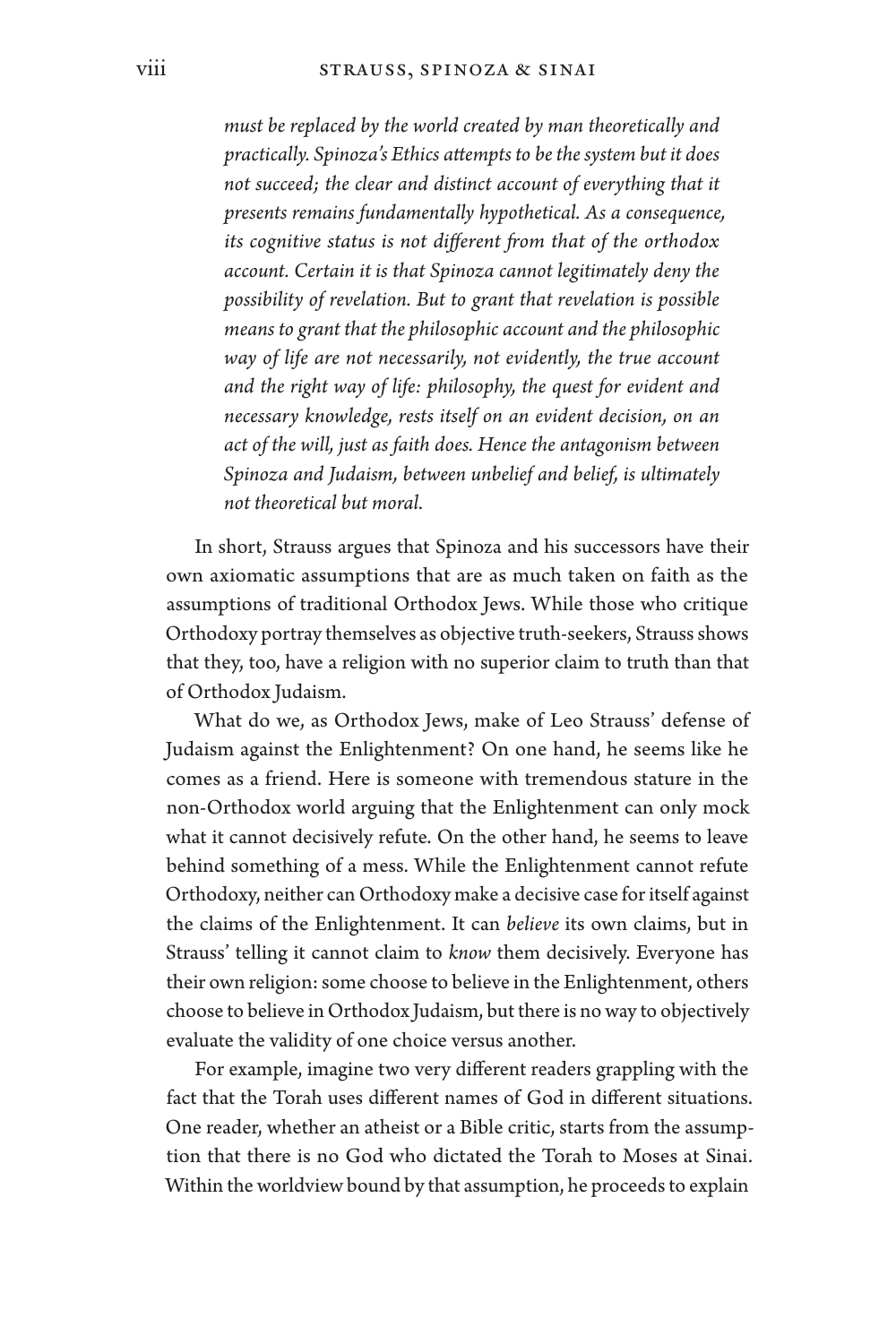> *must be replaced by the world created by man theoretically and practically. Spinoza's Ethics attempts to be the system but it does not succeed; the clear and distinct account of everything that it presents remains fundamentally hypothetical. As a consequence, its cognitive status is not different from that of the orthodox account. Certain it is that Spinoza cannot legitimately deny the possibility of revelation. But to grant that revelation is possible means to grant that the philosophic account and the philosophic way of life are not necessarily, not evidently, the true account and the right way of life: philosophy, the quest for evident and necessary knowledge, rests itself on an evident decision, on an act of the will, just as faith does. Hence the antagonism between Spinoza and Judaism, between unbelief and belief, is ultimately not theoretical but moral.*

In short, Strauss argues that Spinoza and his successors have their own axiomatic assumptions that are as much taken on faith as the assumptions of traditional Orthodox Jews. While those who critique Orthodoxy portray themselves as objective truth-seekers, Strauss shows that they, too, have a religion with no superior claim to truth than that of Orthodox Judaism.

What do we, as Orthodox Jews, make of Leo Strauss' defense of Judaism against the Enlightenment? On one hand, he seems like he comes as a friend. Here is someone with tremendous stature in the non-Orthodox world arguing that the Enlightenment can only mock what it cannot decisively refute. On the other hand, he seems to leave behind something of a mess. While the Enlightenment cannot refute Orthodoxy, neither can Orthodoxy make a decisive case for itself against the claims of the Enlightenment. It can *believe* its own claims, but in Strauss' telling it cannot claim to *know* them decisively. Everyone has their own religion: some choose to believe in the Enlightenment, others choose to believe in Orthodox Judaism, but there is no way to objectively evaluate the validity of one choice versus another.

For example, imagine two very different readers grappling with the fact that the Torah uses different names of God in different situations. One reader, whether an atheist or a Bible critic, starts from the assumption that there is no God who dictated the Torah to Moses at Sinai. Within the worldview bound by that assumption, he proceeds to explain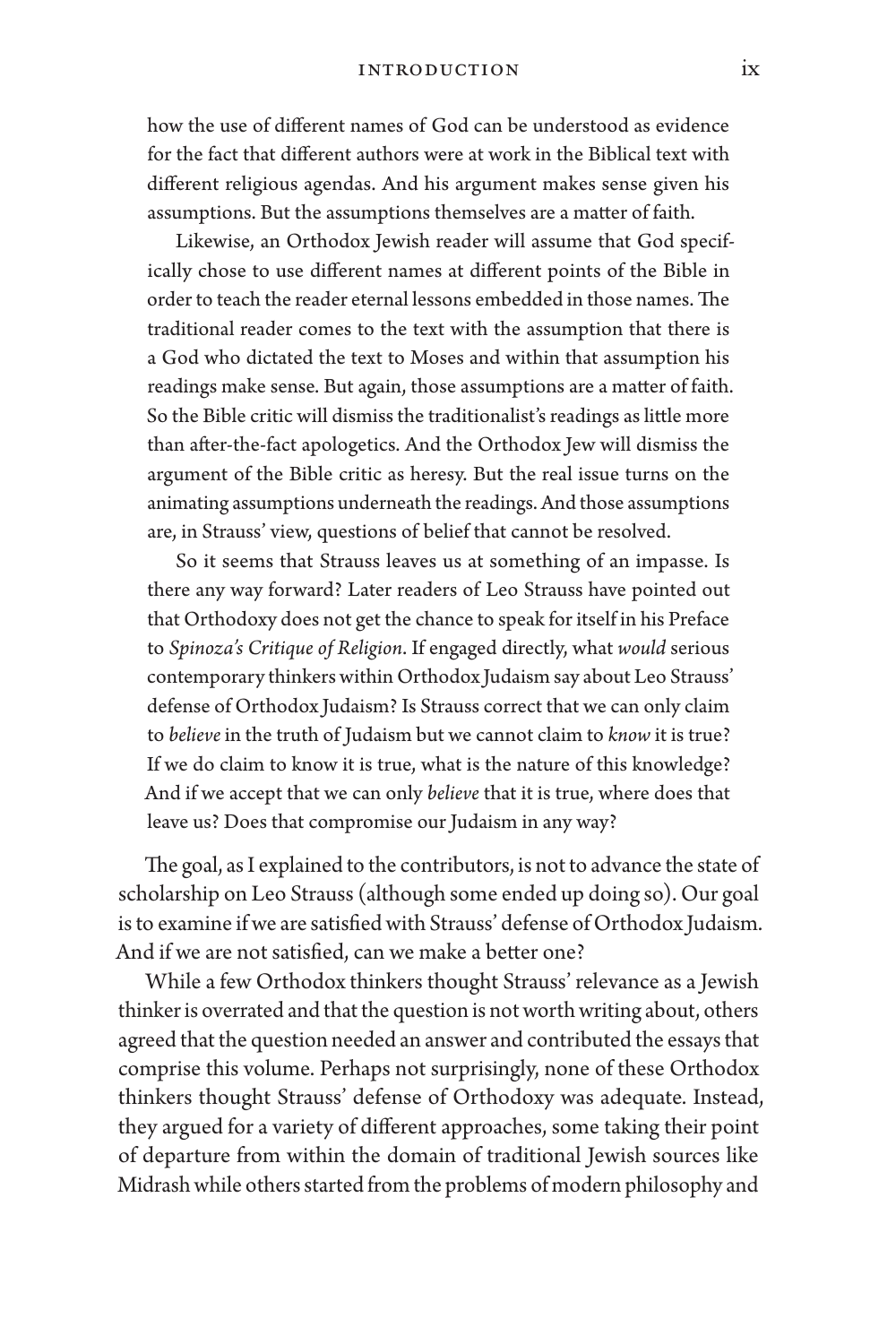how the use of different names of God can be understood as evidence for the fact that different authors were at work in the Biblical text with different religious agendas. And his argument makes sense given his assumptions. But the assumptions themselves are a matter of faith.

Likewise, an Orthodox Jewish reader will assume that God specifically chose to use different names at different points of the Bible in order to teach the reader eternal lessons embedded in those names. The traditional reader comes to the text with the assumption that there is a God who dictated the text to Moses and within that assumption his readings make sense. But again, those assumptions are a matter of faith. So the Bible critic will dismiss the traditionalist's readings as little more than after-the-fact apologetics. And the Orthodox Jew will dismiss the argument of the Bible critic as heresy. But the real issue turns on the animating assumptions underneath the readings. And those assumptions are, in Strauss' view, questions of belief that cannot be resolved.

So it seems that Strauss leaves us at something of an impasse. Is there any way forward? Later readers of Leo Strauss have pointed out that Orthodoxy does not get the chance to speak for itself in his Preface to *Spinoza's Critique of Religion*. If engaged directly, what *would* serious contemporary thinkers within Orthodox Judaism say about Leo Strauss' defense of Orthodox Judaism? Is Strauss correct that we can only claim to *believe* in the truth of Judaism but we cannot claim to *know* it is true? If we do claim to know it is true, what is the nature of this knowledge? And if we accept that we can only *believe* that it is true, where does that leave us? Does that compromise our Judaism in any way?

The goal, as I explained to the contributors, is not to advance the state of scholarship on Leo Strauss (although some ended up doing so). Our goal is to examine if we are satisfied with Strauss' defense of Orthodox Judaism. And if we are not satisfied, can we make a better one?

While a few Orthodox thinkers thought Strauss' relevance as a Jewish thinker is overrated and that the question is not worth writing about, others agreed that the question needed an answer and contributed the essays that comprise this volume. Perhaps not surprisingly, none of these Orthodox thinkers thought Strauss' defense of Orthodoxy was adequate. Instead, they argued for a variety of different approaches, some taking their point of departure from within the domain of traditional Jewish sources like Midrash while others started from the problems of modern philosophy and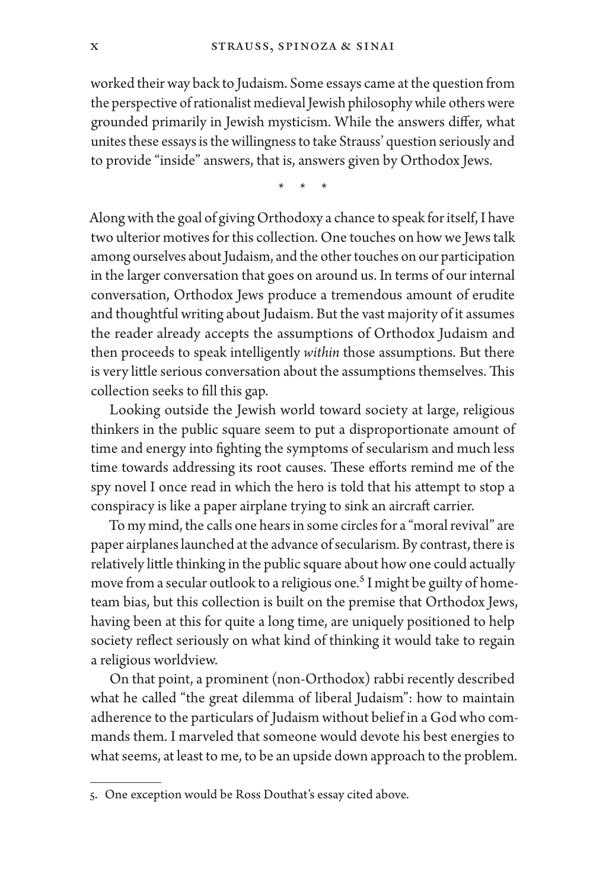worked their way back to Judaism. Some essays came at the question from the perspective of rationalist medieval Jewish philosophy while others were grounded primarily in Jewish mysticism. While the answers differ, what unites these essays is the willingness to take Strauss' question seriously and to provide "inside" answers, that is, answers given by Orthodox Jews.

\* \* \*

Along with the goal of giving Orthodoxy a chance to speak for itself, I have two ulterior motives for this collection. One touches on how we Jews talk among ourselves about Judaism, and the other touches on our participation in the larger conversation that goes on around us. In terms of our internal conversation, Orthodox Jews produce a tremendous amount of erudite and thoughtful writing about Judaism. But the vast majority of it assumes the reader already accepts the assumptions of Orthodox Judaism and then proceeds to speak intelligently *within* those assumptions. But there is very little serious conversation about the assumptions themselves. This collection seeks to fill this gap.

Looking outside the Jewish world toward society at large, religious thinkers in the public square seem to put a disproportionate amount of time and energy into fighting the symptoms of secularism and much less time towards addressing its root causes. These efforts remind me of the spy novel I once read in which the hero is told that his attempt to stop a conspiracy is like a paper airplane trying to sink an aircraft carrier.

To my mind, the calls one hears in some circles for a "moral revival" are paper airplanes launched at the advance of secularism. By contrast, there is relatively little thinking in the public square about how one could actually move from a secular outlook to a religious one.[5] I might be guilty of home-team bias, but this collection is built on the premise that Orthodox Jews, having been at this for quite a long time, are uniquely positioned to help society reflect seriously on what kind of thinking it would take to regain a religious worldview.

On that point, a prominent (non-Orthodox) rabbi recently described what he called "the great dilemma of liberal Judaism": how to maintain adherence to the particulars of Judaism without belief in a God who commands them. I marveled that someone would devote his best energies to what seems, at least to me, to be an upside down approach to the problem.

---

5. One exception would be Ross Douthat's essay cited above.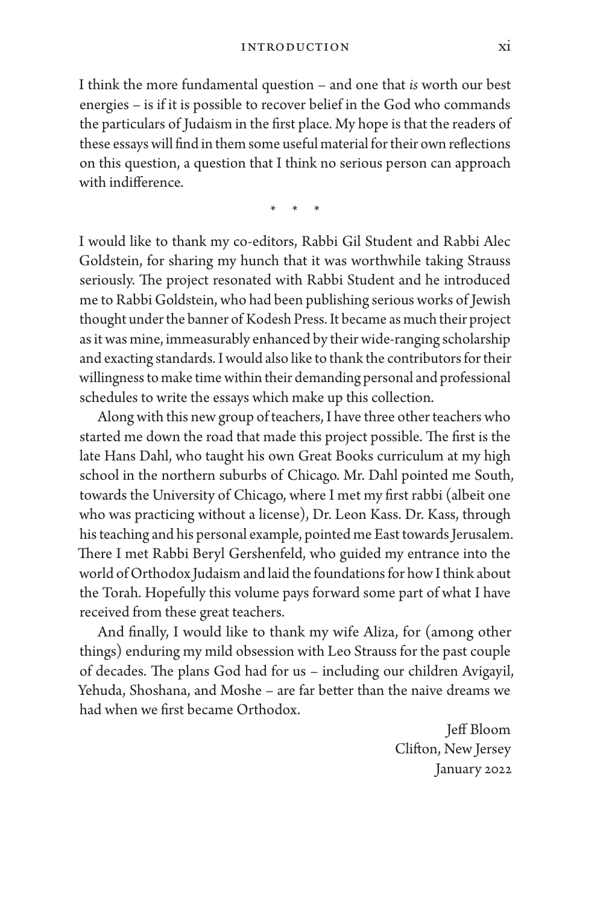I think the more fundamental question – and one that *is* worth our best energies – is if it is possible to recover belief in the God who commands the particulars of Judaism in the first place. My hope is that the readers of these essays will find in them some useful material for their own reflections on this question, a question that I think no serious person can approach with indifference.

\* \* \*

I would like to thank my co-editors, Rabbi Gil Student and Rabbi Alec Goldstein, for sharing my hunch that it was worthwhile taking Strauss seriously. The project resonated with Rabbi Student and he introduced me to Rabbi Goldstein, who had been publishing serious works of Jewish thought under the banner of Kodesh Press. It became as much their project as it was mine, immeasurably enhanced by their wide-ranging scholarship and exacting standards. I would also like to thank the contributors for their willingness to make time within their demanding personal and professional schedules to write the essays which make up this collection.

Along with this new group of teachers, I have three other teachers who started me down the road that made this project possible. The first is the late Hans Dahl, who taught his own Great Books curriculum at my high school in the northern suburbs of Chicago. Mr. Dahl pointed me South, towards the University of Chicago, where I met my first rabbi (albeit one who was practicing without a license), Dr. Leon Kass. Dr. Kass, through his teaching and his personal example, pointed me East towards Jerusalem. There I met Rabbi Beryl Gershenfeld, who guided my entrance into the world of Orthodox Judaism and laid the foundations for how I think about the Torah. Hopefully this volume pays forward some part of what I have received from these great teachers.

And finally, I would like to thank my wife Aliza, for (among other things) enduring my mild obsession with Leo Strauss for the past couple of decades. The plans God had for us – including our children Avigayil, Yehuda, Shoshana, and Moshe – are far better than the naive dreams we had when we first became Orthodox.

Jeff Bloom
Clifton, New Jersey
January 2022